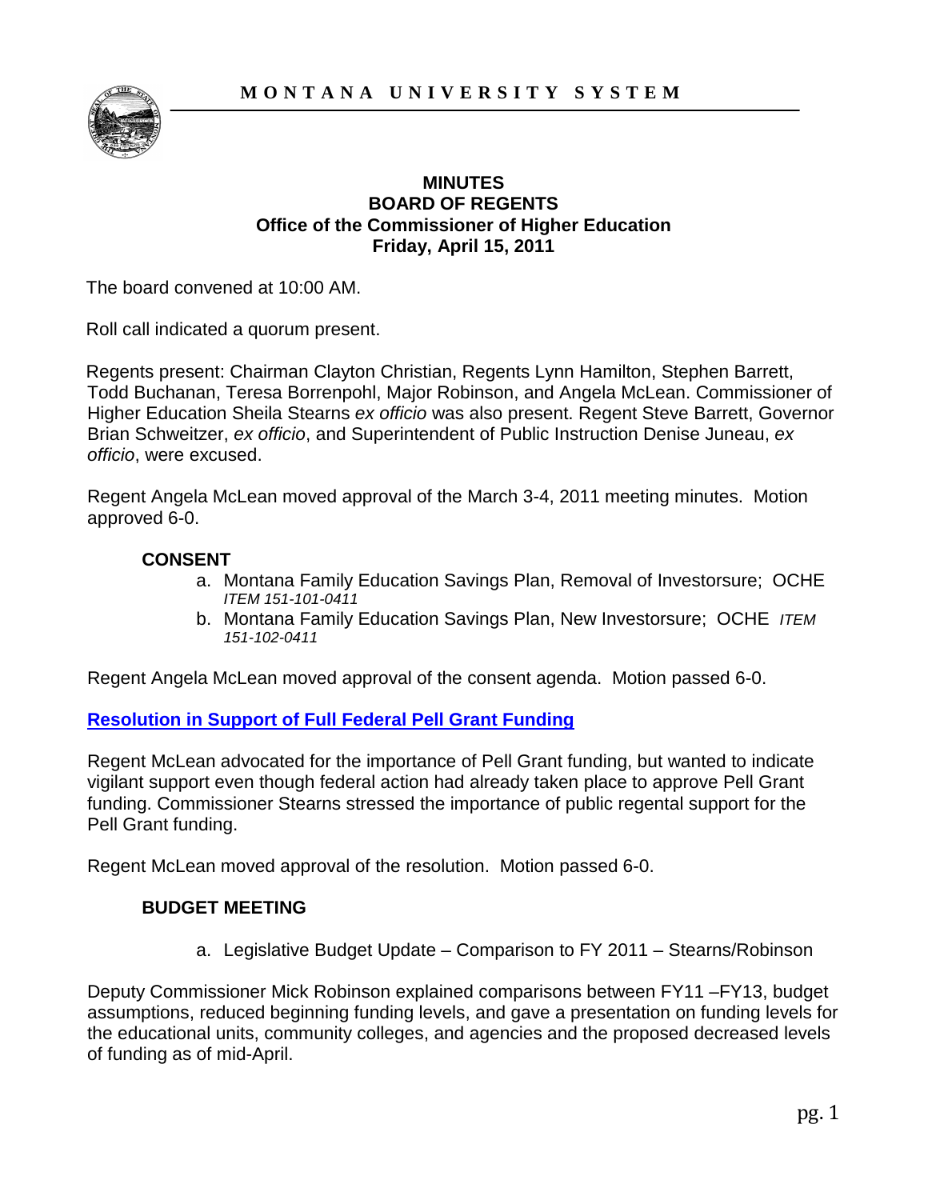**MONTANA UNIVERSITY SYSTEM**

# MINUTES
## BOARD OF REGENTS
## Office of the Commissioner of Higher Education
## Friday, April 15, 2011

The board convened at 10:00 AM.

Roll call indicated a quorum present.

Regents present: Chairman Clayton Christian, Regents Lynn Hamilton, Stephen Barrett, Todd Buchanan, Teresa Borrenpohl, Major Robinson, and Angela McLean. Commissioner of Higher Education Sheila Stearns *ex officio* was also present. Regent Steve Barrett, Governor Brian Schweitzer, *ex officio*, and Superintendent of Public Instruction Denise Juneau, *ex officio*, were excused.

Regent Angela McLean moved approval of the March 3-4, 2011 meeting minutes. Motion approved 6-0.

### CONSENT

a. Montana Family Education Savings Plan, Removal of Investorsure; OCHE *ITEM 151-101-0411*
b. Montana Family Education Savings Plan, New Investorsure; OCHE *ITEM 151-102-0411*

Regent Angela McLean moved approval of the consent agenda. Motion passed 6-0.

**Resolution in Support of Full Federal Pell Grant Funding**

Regent McLean advocated for the importance of Pell Grant funding, but wanted to indicate vigilant support even though federal action had already taken place to approve Pell Grant funding. Commissioner Stearns stressed the importance of public regental support for the Pell Grant funding.

Regent McLean moved approval of the resolution. Motion passed 6-0.

### BUDGET MEETING

a. Legislative Budget Update – Comparison to FY 2011 – Stearns/Robinson

Deputy Commissioner Mick Robinson explained comparisons between FY11 –FY13, budget assumptions, reduced beginning funding levels, and gave a presentation on funding levels for the educational units, community colleges, and agencies and the proposed decreased levels of funding as of mid-April.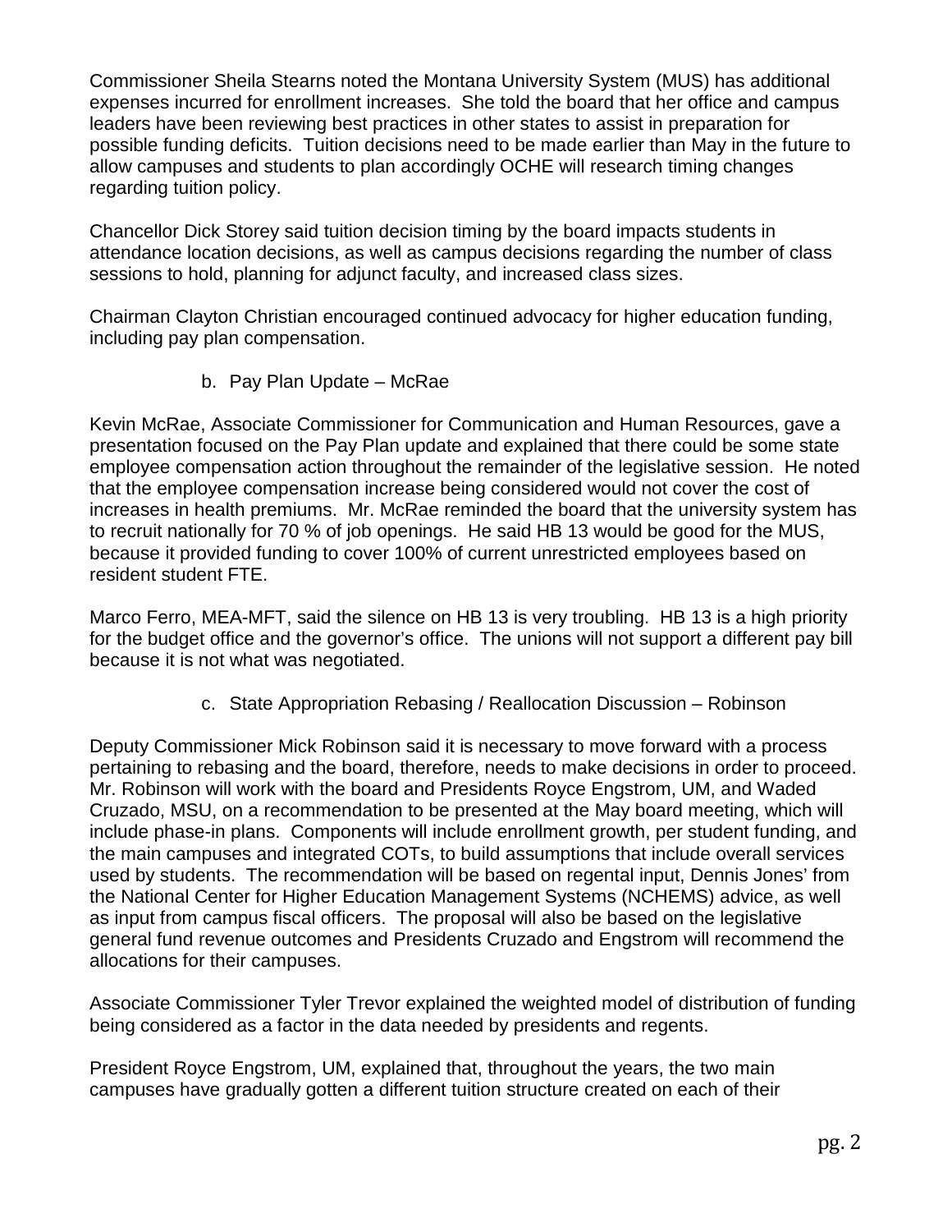Commissioner Sheila Stearns noted the Montana University System (MUS) has additional expenses incurred for enrollment increases. She told the board that her office and campus leaders have been reviewing best practices in other states to assist in preparation for possible funding deficits. Tuition decisions need to be made earlier than May in the future to allow campuses and students to plan accordingly OCHE will research timing changes regarding tuition policy.

Chancellor Dick Storey said tuition decision timing by the board impacts students in attendance location decisions, as well as campus decisions regarding the number of class sessions to hold, planning for adjunct faculty, and increased class sizes.

Chairman Clayton Christian encouraged continued advocacy for higher education funding, including pay plan compensation.

b. Pay Plan Update – McRae

Kevin McRae, Associate Commissioner for Communication and Human Resources, gave a presentation focused on the Pay Plan update and explained that there could be some state employee compensation action throughout the remainder of the legislative session. He noted that the employee compensation increase being considered would not cover the cost of increases in health premiums. Mr. McRae reminded the board that the university system has to recruit nationally for 70 % of job openings. He said HB 13 would be good for the MUS, because it provided funding to cover 100% of current unrestricted employees based on resident student FTE.

Marco Ferro, MEA-MFT, said the silence on HB 13 is very troubling. HB 13 is a high priority for the budget office and the governor's office. The unions will not support a different pay bill because it is not what was negotiated.

c. State Appropriation Rebasing / Reallocation Discussion – Robinson

Deputy Commissioner Mick Robinson said it is necessary to move forward with a process pertaining to rebasing and the board, therefore, needs to make decisions in order to proceed. Mr. Robinson will work with the board and Presidents Royce Engstrom, UM, and Waded Cruzado, MSU, on a recommendation to be presented at the May board meeting, which will include phase-in plans. Components will include enrollment growth, per student funding, and the main campuses and integrated COTs, to build assumptions that include overall services used by students. The recommendation will be based on regental input, Dennis Jones' from the National Center for Higher Education Management Systems (NCHEMS) advice, as well as input from campus fiscal officers. The proposal will also be based on the legislative general fund revenue outcomes and Presidents Cruzado and Engstrom will recommend the allocations for their campuses.

Associate Commissioner Tyler Trevor explained the weighted model of distribution of funding being considered as a factor in the data needed by presidents and regents.

President Royce Engstrom, UM, explained that, throughout the years, the two main campuses have gradually gotten a different tuition structure created on each of their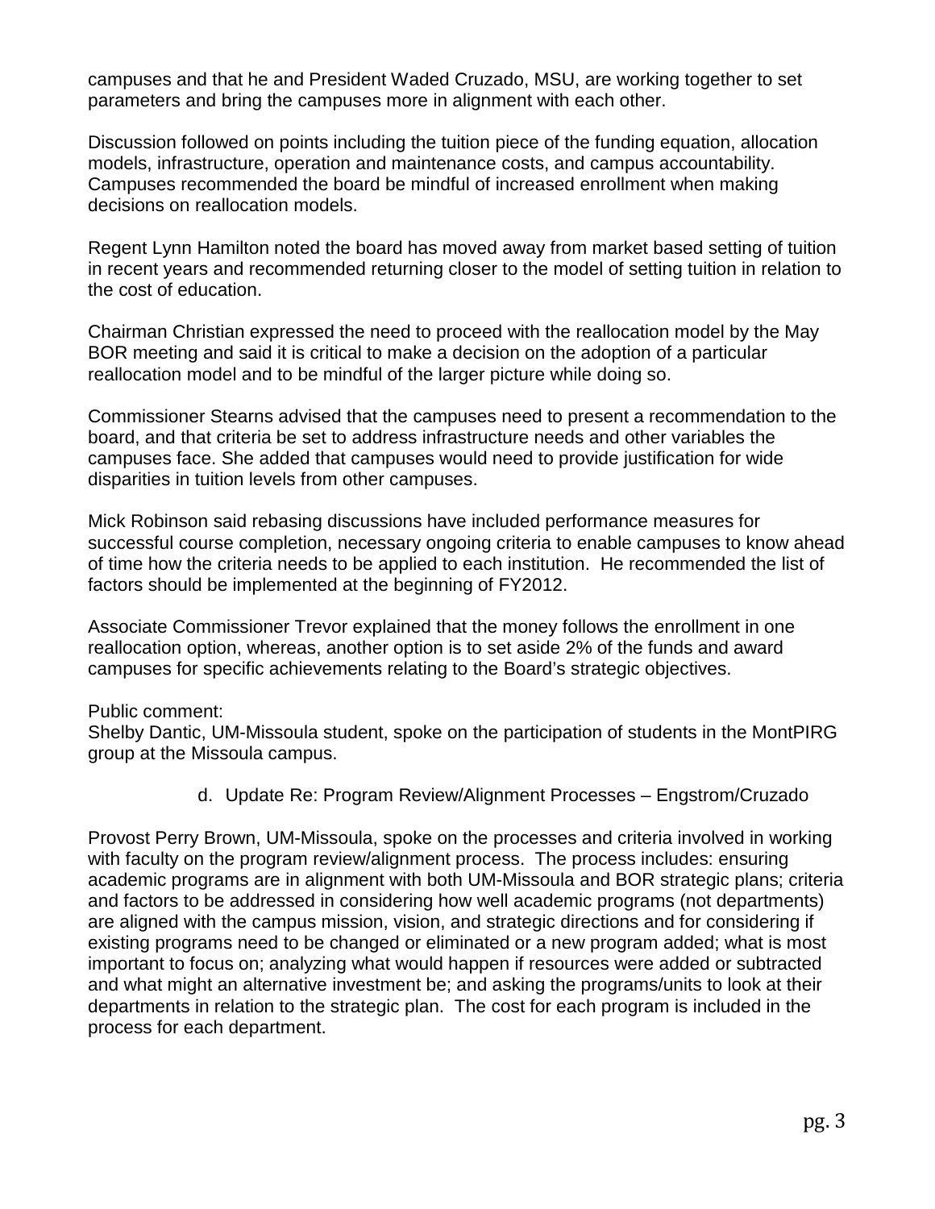campuses and that he and President Waded Cruzado, MSU, are working together to set parameters and bring the campuses more in alignment with each other.

Discussion followed on points including the tuition piece of the funding equation, allocation models, infrastructure, operation and maintenance costs, and campus accountability. Campuses recommended the board be mindful of increased enrollment when making decisions on reallocation models.

Regent Lynn Hamilton noted the board has moved away from market based setting of tuition in recent years and recommended returning closer to the model of setting tuition in relation to the cost of education.

Chairman Christian expressed the need to proceed with the reallocation model by the May BOR meeting and said it is critical to make a decision on the adoption of a particular reallocation model and to be mindful of the larger picture while doing so.

Commissioner Stearns advised that the campuses need to present a recommendation to the board, and that criteria be set to address infrastructure needs and other variables the campuses face. She added that campuses would need to provide justification for wide disparities in tuition levels from other campuses.

Mick Robinson said rebasing discussions have included performance measures for successful course completion, necessary ongoing criteria to enable campuses to know ahead of time how the criteria needs to be applied to each institution. He recommended the list of factors should be implemented at the beginning of FY2012.

Associate Commissioner Trevor explained that the money follows the enrollment in one reallocation option, whereas, another option is to set aside 2% of the funds and award campuses for specific achievements relating to the Board's strategic objectives.

Public comment:
Shelby Dantic, UM-Missoula student, spoke on the participation of students in the MontPIRG group at the Missoula campus.

d. Update Re: Program Review/Alignment Processes – Engstrom/Cruzado

Provost Perry Brown, UM-Missoula, spoke on the processes and criteria involved in working with faculty on the program review/alignment process. The process includes: ensuring academic programs are in alignment with both UM-Missoula and BOR strategic plans; criteria and factors to be addressed in considering how well academic programs (not departments) are aligned with the campus mission, vision, and strategic directions and for considering if existing programs need to be changed or eliminated or a new program added; what is most important to focus on; analyzing what would happen if resources were added or subtracted and what might an alternative investment be; and asking the programs/units to look at their departments in relation to the strategic plan. The cost for each program is included in the process for each department.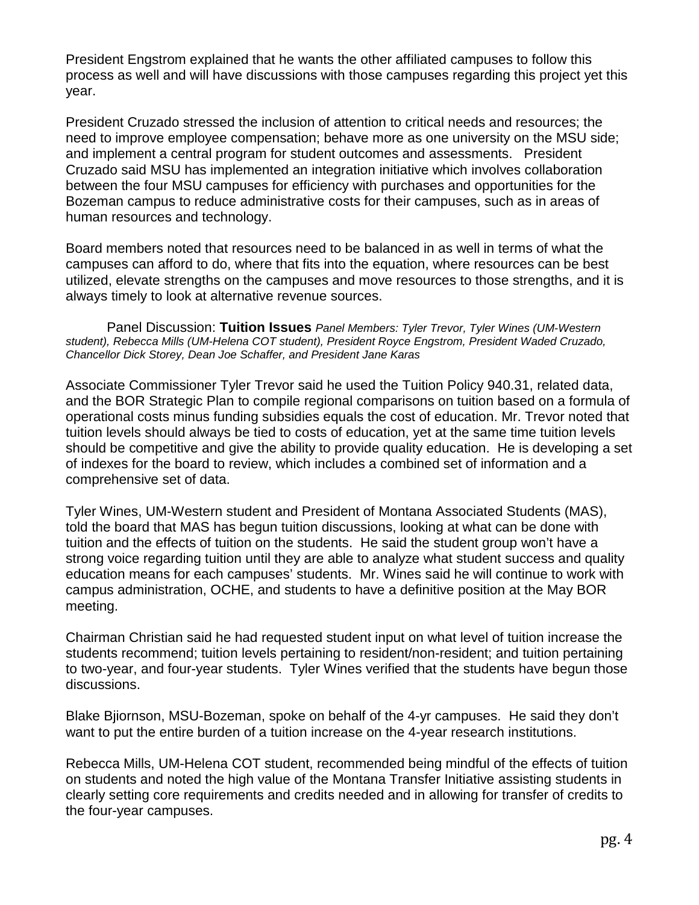President Engstrom explained that he wants the other affiliated campuses to follow this process as well and will have discussions with those campuses regarding this project yet this year.

President Cruzado stressed the inclusion of attention to critical needs and resources; the need to improve employee compensation; behave more as one university on the MSU side; and implement a central program for student outcomes and assessments. President Cruzado said MSU has implemented an integration initiative which involves collaboration between the four MSU campuses for efficiency with purchases and opportunities for the Bozeman campus to reduce administrative costs for their campuses, such as in areas of human resources and technology.

Board members noted that resources need to be balanced in as well in terms of what the campuses can afford to do, where that fits into the equation, where resources can be best utilized, elevate strengths on the campuses and move resources to those strengths, and it is always timely to look at alternative revenue sources.

Panel Discussion: **Tuition Issues** *Panel Members: Tyler Trevor, Tyler Wines (UM-Western student), Rebecca Mills (UM-Helena COT student), President Royce Engstrom, President Waded Cruzado, Chancellor Dick Storey, Dean Joe Schaffer, and President Jane Karas*

Associate Commissioner Tyler Trevor said he used the Tuition Policy 940.31, related data, and the BOR Strategic Plan to compile regional comparisons on tuition based on a formula of operational costs minus funding subsidies equals the cost of education. Mr. Trevor noted that tuition levels should always be tied to costs of education, yet at the same time tuition levels should be competitive and give the ability to provide quality education. He is developing a set of indexes for the board to review, which includes a combined set of information and a comprehensive set of data.

Tyler Wines, UM-Western student and President of Montana Associated Students (MAS), told the board that MAS has begun tuition discussions, looking at what can be done with tuition and the effects of tuition on the students. He said the student group won't have a strong voice regarding tuition until they are able to analyze what student success and quality education means for each campuses' students. Mr. Wines said he will continue to work with campus administration, OCHE, and students to have a definitive position at the May BOR meeting.

Chairman Christian said he had requested student input on what level of tuition increase the students recommend; tuition levels pertaining to resident/non-resident; and tuition pertaining to two-year, and four-year students. Tyler Wines verified that the students have begun those discussions.

Blake Bjiornson, MSU-Bozeman, spoke on behalf of the 4-yr campuses. He said they don't want to put the entire burden of a tuition increase on the 4-year research institutions.

Rebecca Mills, UM-Helena COT student, recommended being mindful of the effects of tuition on students and noted the high value of the Montana Transfer Initiative assisting students in clearly setting core requirements and credits needed and in allowing for transfer of credits to the four-year campuses.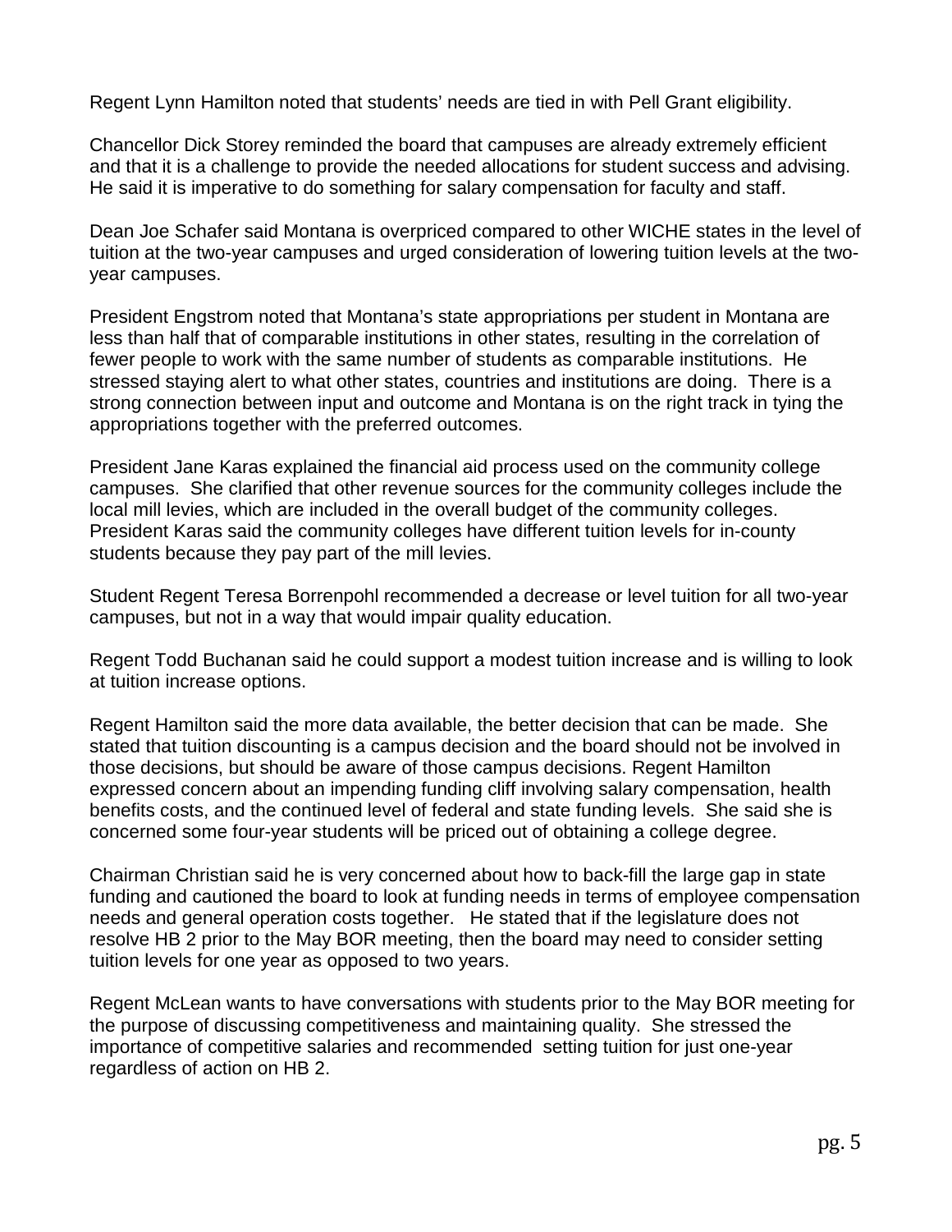Regent Lynn Hamilton noted that students' needs are tied in with Pell Grant eligibility.

Chancellor Dick Storey reminded the board that campuses are already extremely efficient and that it is a challenge to provide the needed allocations for student success and advising. He said it is imperative to do something for salary compensation for faculty and staff.

Dean Joe Schafer said Montana is overpriced compared to other WICHE states in the level of tuition at the two-year campuses and urged consideration of lowering tuition levels at the two-year campuses.

President Engstrom noted that Montana's state appropriations per student in Montana are less than half that of comparable institutions in other states, resulting in the correlation of fewer people to work with the same number of students as comparable institutions. He stressed staying alert to what other states, countries and institutions are doing. There is a strong connection between input and outcome and Montana is on the right track in tying the appropriations together with the preferred outcomes.

President Jane Karas explained the financial aid process used on the community college campuses. She clarified that other revenue sources for the community colleges include the local mill levies, which are included in the overall budget of the community colleges. President Karas said the community colleges have different tuition levels for in-county students because they pay part of the mill levies.

Student Regent Teresa Borrenpohl recommended a decrease or level tuition for all two-year campuses, but not in a way that would impair quality education.

Regent Todd Buchanan said he could support a modest tuition increase and is willing to look at tuition increase options.

Regent Hamilton said the more data available, the better decision that can be made. She stated that tuition discounting is a campus decision and the board should not be involved in those decisions, but should be aware of those campus decisions. Regent Hamilton expressed concern about an impending funding cliff involving salary compensation, health benefits costs, and the continued level of federal and state funding levels. She said she is concerned some four-year students will be priced out of obtaining a college degree.

Chairman Christian said he is very concerned about how to back-fill the large gap in state funding and cautioned the board to look at funding needs in terms of employee compensation needs and general operation costs together. He stated that if the legislature does not resolve HB 2 prior to the May BOR meeting, then the board may need to consider setting tuition levels for one year as opposed to two years.

Regent McLean wants to have conversations with students prior to the May BOR meeting for the purpose of discussing competitiveness and maintaining quality. She stressed the importance of competitive salaries and recommended setting tuition for just one-year regardless of action on HB 2.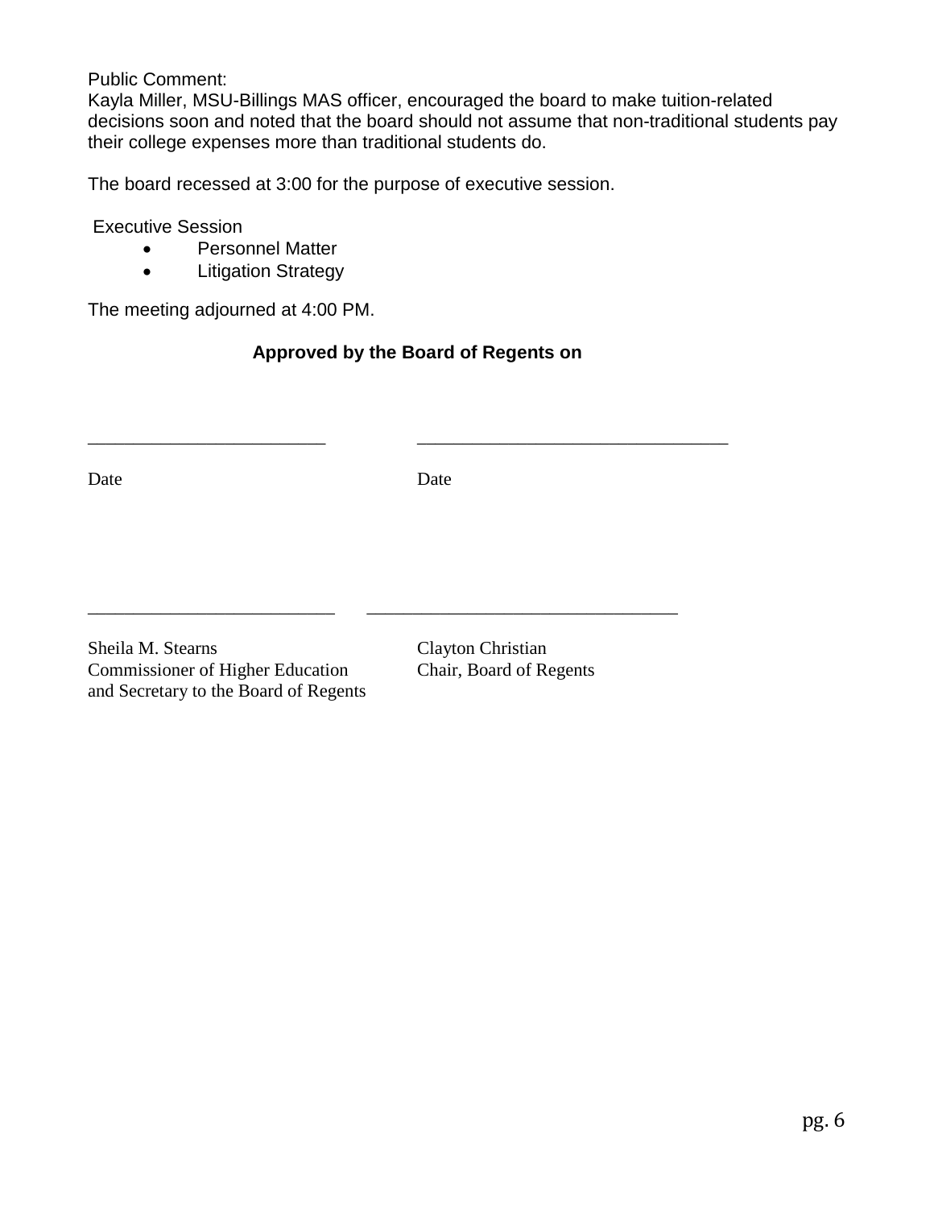Public Comment:
Kayla Miller, MSU-Billings MAS officer, encouraged the board to make tuition-related decisions soon and noted that the board should not assume that non-traditional students pay their college expenses more than traditional students do.

The board recessed at 3:00 for the purpose of executive session.

Executive Session

- Personnel Matter
- Litigation Strategy

The meeting adjourned at 4:00 PM.

**Approved by the Board of Regents on**

_________________________ _________________________________

Date Date

__________________________ _________________________________

Sheila M. Stearns
Commissioner of Higher Education
and Secretary to the Board of Regents

Clayton Christian
Chair, Board of Regents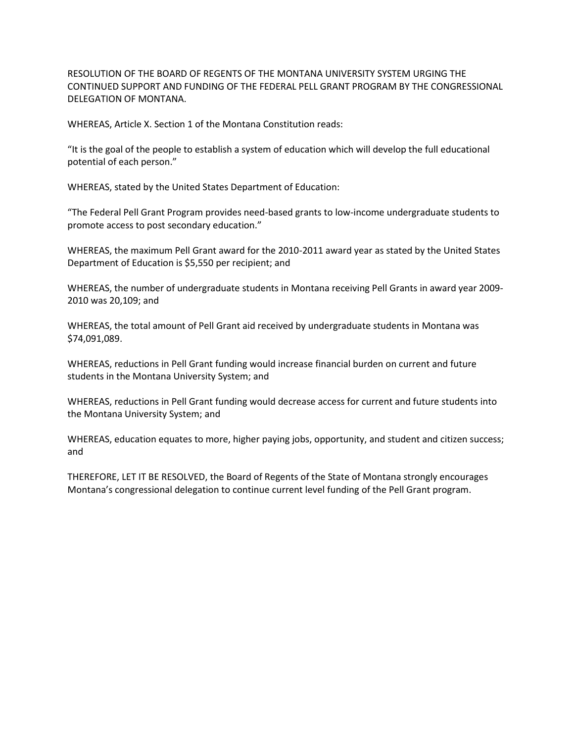RESOLUTION OF THE BOARD OF REGENTS OF THE MONTANA UNIVERSITY SYSTEM URGING THE CONTINUED SUPPORT AND FUNDING OF THE FEDERAL PELL GRANT PROGRAM BY THE CONGRESSIONAL DELEGATION OF MONTANA.

WHEREAS, Article X. Section 1 of the Montana Constitution reads:

"It is the goal of the people to establish a system of education which will develop the full educational potential of each person."

WHEREAS, stated by the United States Department of Education:

"The Federal Pell Grant Program provides need-based grants to low-income undergraduate students to promote access to post secondary education."

WHEREAS, the maximum Pell Grant award for the 2010-2011 award year as stated by the United States Department of Education is $5,550 per recipient; and

WHEREAS, the number of undergraduate students in Montana receiving Pell Grants in award year 2009-2010 was 20,109; and

WHEREAS, the total amount of Pell Grant aid received by undergraduate students in Montana was $74,091,089.

WHEREAS, reductions in Pell Grant funding would increase financial burden on current and future students in the Montana University System; and

WHEREAS, reductions in Pell Grant funding would decrease access for current and future students into the Montana University System; and

WHEREAS, education equates to more, higher paying jobs, opportunity, and student and citizen success; and

THEREFORE, LET IT BE RESOLVED, the Board of Regents of the State of Montana strongly encourages Montana's congressional delegation to continue current level funding of the Pell Grant program.